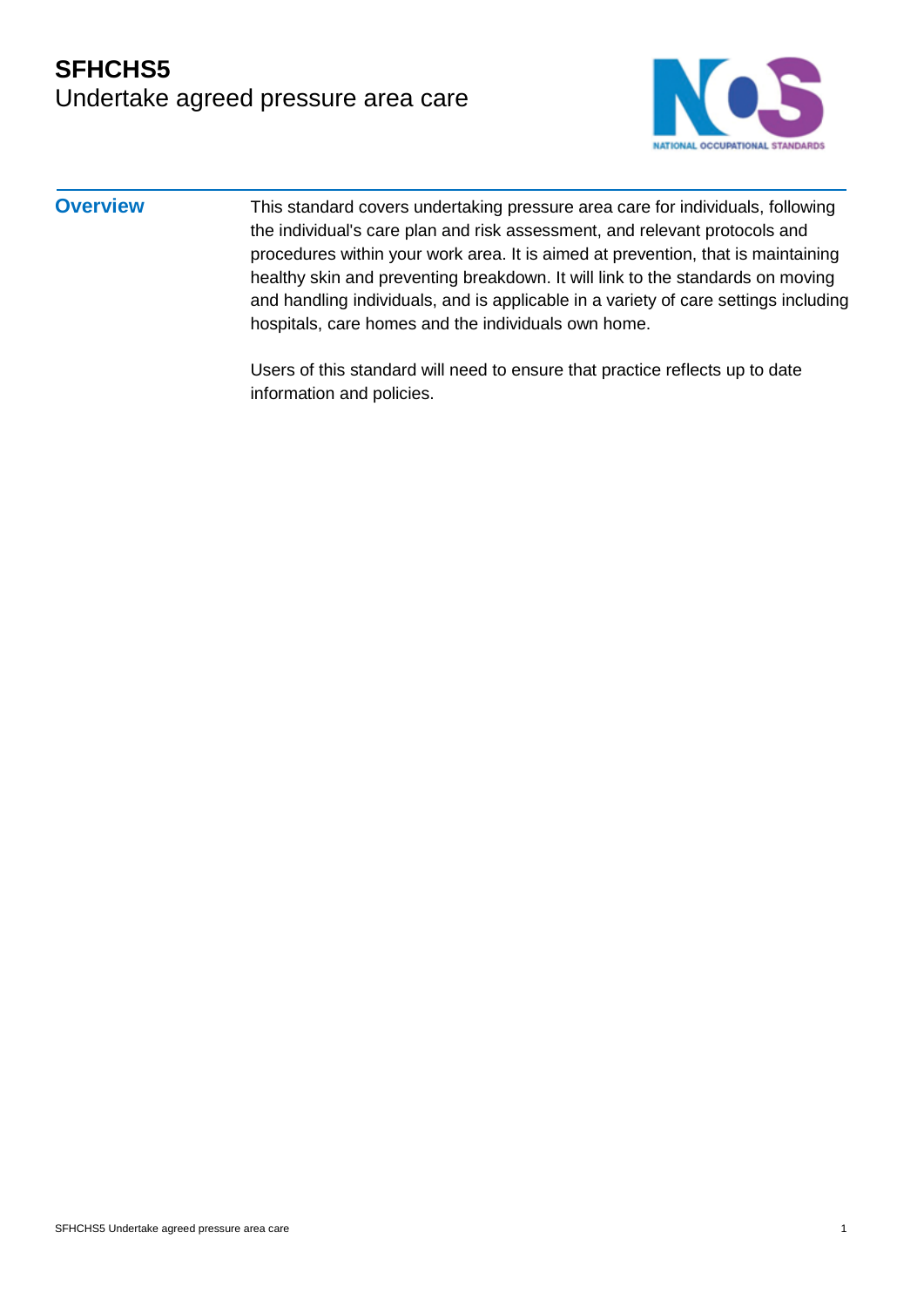# SFHCHS5
## Undertake agreed pressure area care

### Overview

This standard covers undertaking pressure area care for individuals, following the individual's care plan and risk assessment, and relevant protocols and procedures within your work area. It is aimed at prevention, that is maintaining healthy skin and preventing breakdown. It will link to the standards on moving and handling individuals, and is applicable in a variety of care settings including hospitals, care homes and the individuals own home.

Users of this standard will need to ensure that practice reflects up to date information and policies.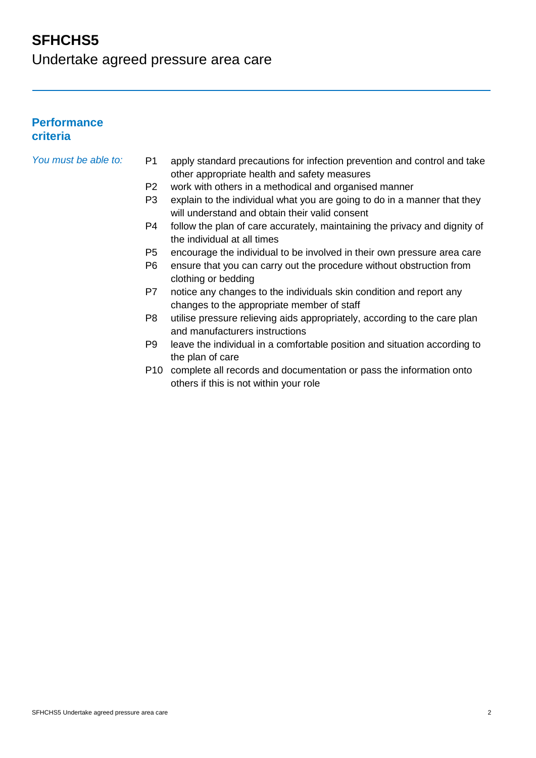# SFHCHS5
Undertake agreed pressure area care

## Performance criteria

*You must be able to:*

- P1 apply standard precautions for infection prevention and control and take other appropriate health and safety measures
- P2 work with others in a methodical and organised manner
- P3 explain to the individual what you are going to do in a manner that they will understand and obtain their valid consent
- P4 follow the plan of care accurately, maintaining the privacy and dignity of the individual at all times
- P5 encourage the individual to be involved in their own pressure area care
- P6 ensure that you can carry out the procedure without obstruction from clothing or bedding
- P7 notice any changes to the individuals skin condition and report any changes to the appropriate member of staff
- P8 utilise pressure relieving aids appropriately, according to the care plan and manufacturers instructions
- P9 leave the individual in a comfortable position and situation according to the plan of care
- P10 complete all records and documentation or pass the information onto others if this is not within your role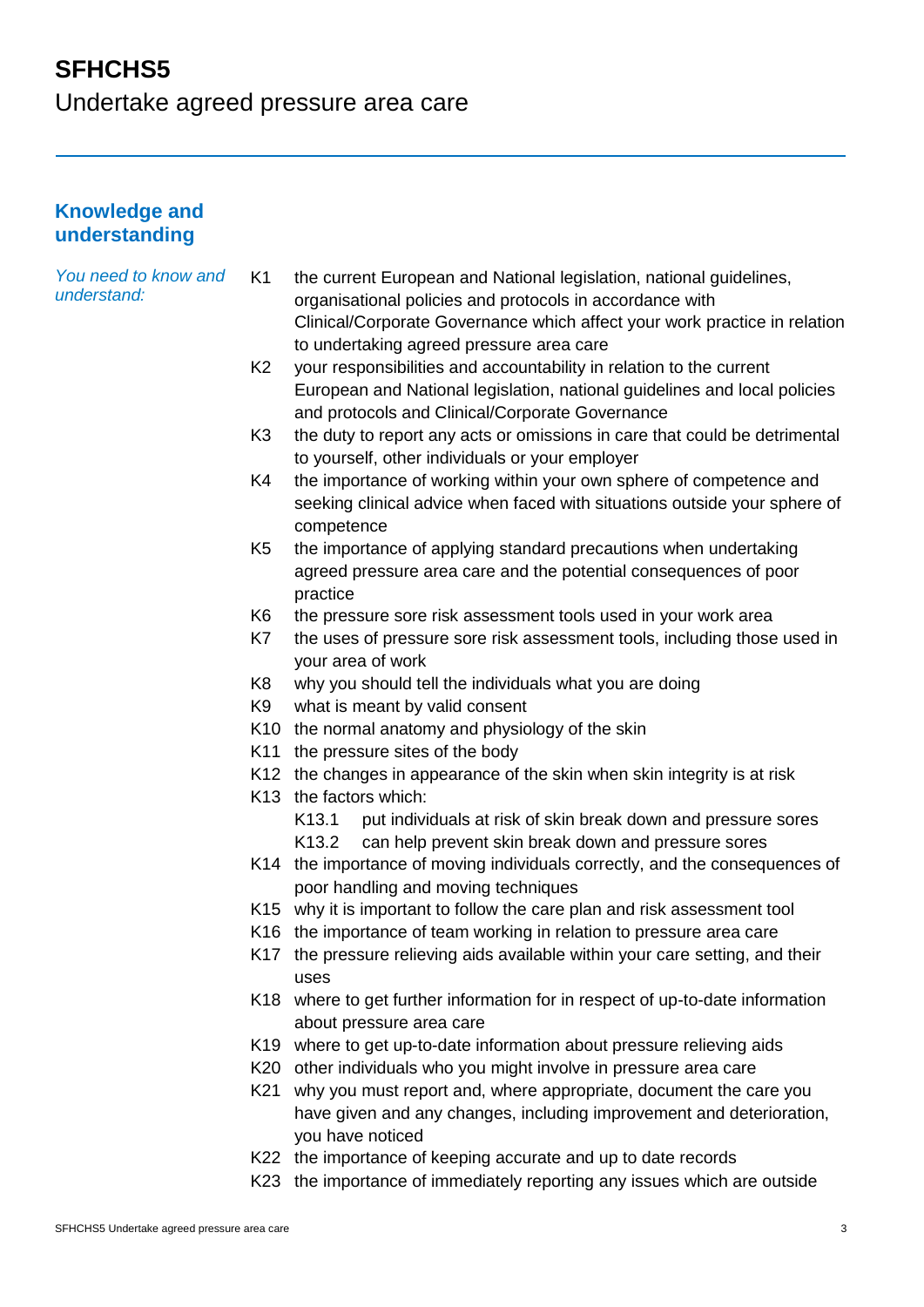# SFHCHS5

Undertake agreed pressure area care

## Knowledge and understanding

*You need to know and understand:*

K1 the current European and National legislation, national guidelines, organisational policies and protocols in accordance with Clinical/Corporate Governance which affect your work practice in relation to undertaking agreed pressure area care

K2 your responsibilities and accountability in relation to the current European and National legislation, national guidelines and local policies and protocols and Clinical/Corporate Governance

K3 the duty to report any acts or omissions in care that could be detrimental to yourself, other individuals or your employer

K4 the importance of working within your own sphere of competence and seeking clinical advice when faced with situations outside your sphere of competence

K5 the importance of applying standard precautions when undertaking agreed pressure area care and the potential consequences of poor practice

K6 the pressure sore risk assessment tools used in your work area

K7 the uses of pressure sore risk assessment tools, including those used in your area of work

K8 why you should tell the individuals what you are doing

K9 what is meant by valid consent

K10 the normal anatomy and physiology of the skin

K11 the pressure sites of the body

K12 the changes in appearance of the skin when skin integrity is at risk

K13 the factors which:

- K13.1 put individuals at risk of skin break down and pressure sores
- K13.2 can help prevent skin break down and pressure sores

K14 the importance of moving individuals correctly, and the consequences of poor handling and moving techniques

K15 why it is important to follow the care plan and risk assessment tool

K16 the importance of team working in relation to pressure area care

K17 the pressure relieving aids available within your care setting, and their uses

K18 where to get further information for in respect of up-to-date information about pressure area care

K19 where to get up-to-date information about pressure relieving aids

K20 other individuals who you might involve in pressure area care

K21 why you must report and, where appropriate, document the care you have given and any changes, including improvement and deterioration, you have noticed

K22 the importance of keeping accurate and up to date records

K23 the importance of immediately reporting any issues which are outside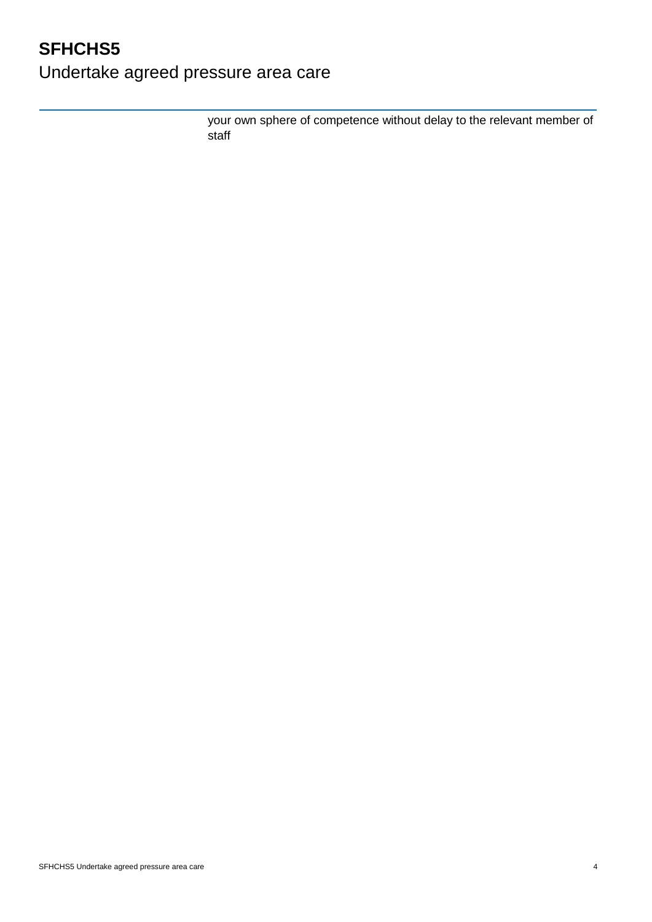your own sphere of competence without delay to the relevant member of staff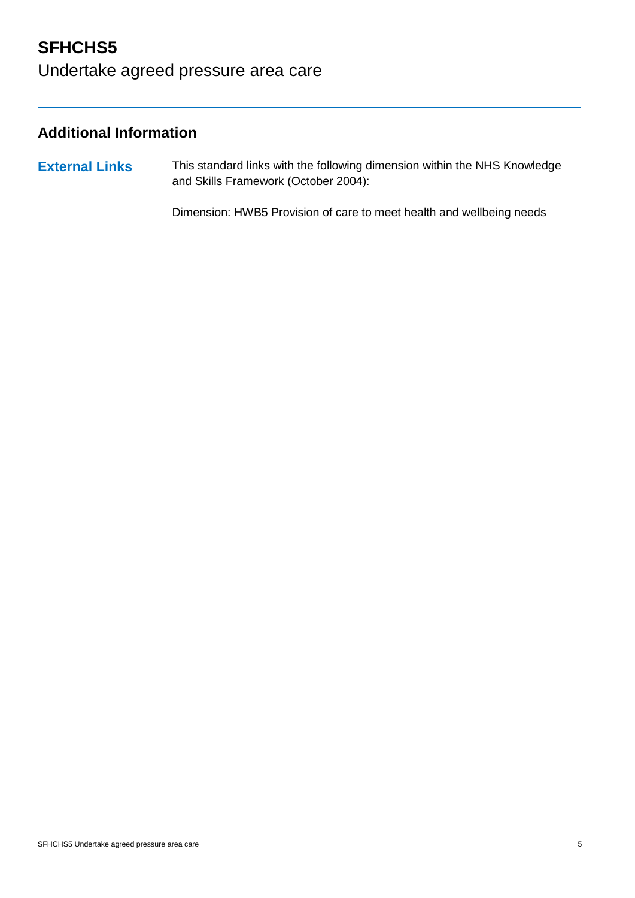# SFHCHS5
Undertake agreed pressure area care

## Additional Information

**External Links**

This standard links with the following dimension within the NHS Knowledge and Skills Framework (October 2004):

Dimension: HWB5 Provision of care to meet health and wellbeing needs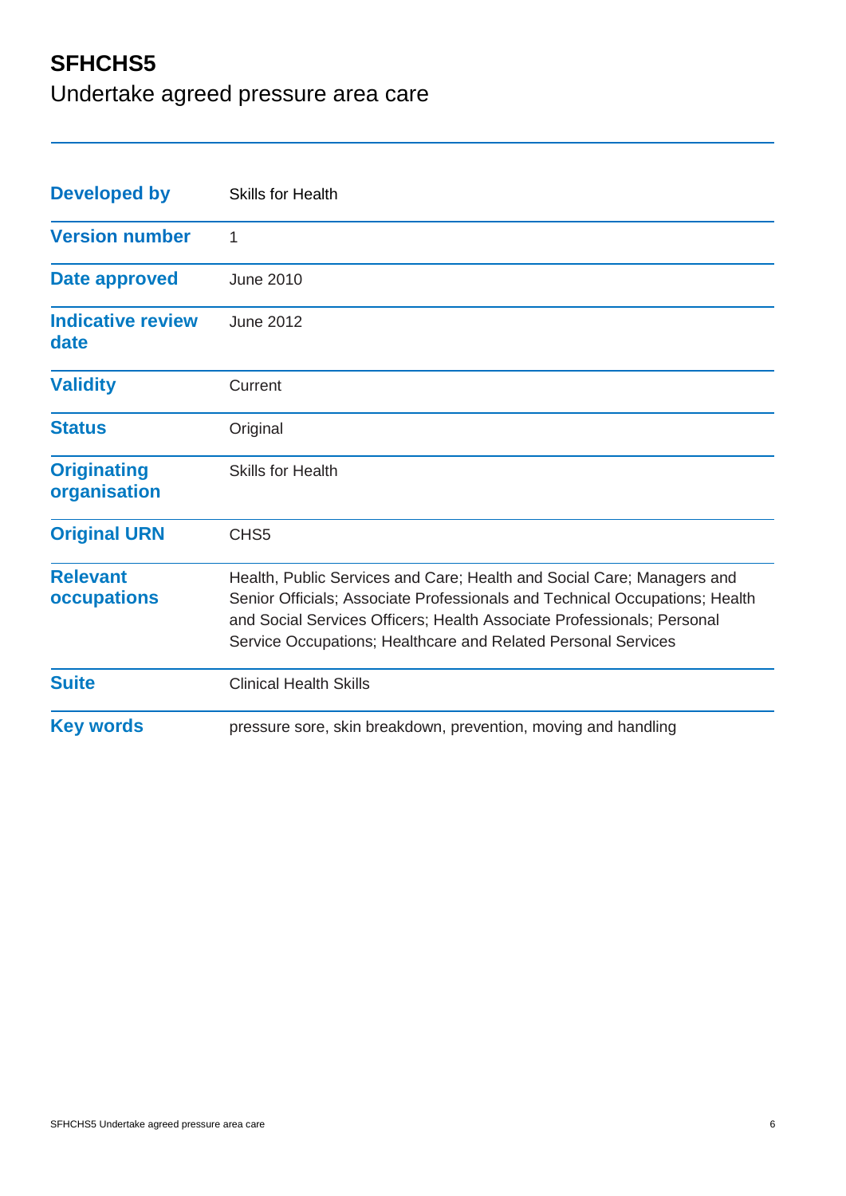# SFHCHS5

## Undertake agreed pressure area care

| | |
|---|---|
| **Developed by** | Skills for Health |
| **Version number** | 1 |
| **Date approved** | June 2010 |
| **Indicative review date** | June 2012 |
| **Validity** | Current |
| **Status** | Original |
| **Originating organisation** | Skills for Health |
| **Original URN** | CHS5 |
| **Relevant occupations** | Health, Public Services and Care; Health and Social Care; Managers and Senior Officials; Associate Professionals and Technical Occupations; Health and Social Services Officers; Health Associate Professionals; Personal Service Occupations; Healthcare and Related Personal Services |
| **Suite** | Clinical Health Skills |
| **Key words** | pressure sore, skin breakdown, prevention, moving and handling |